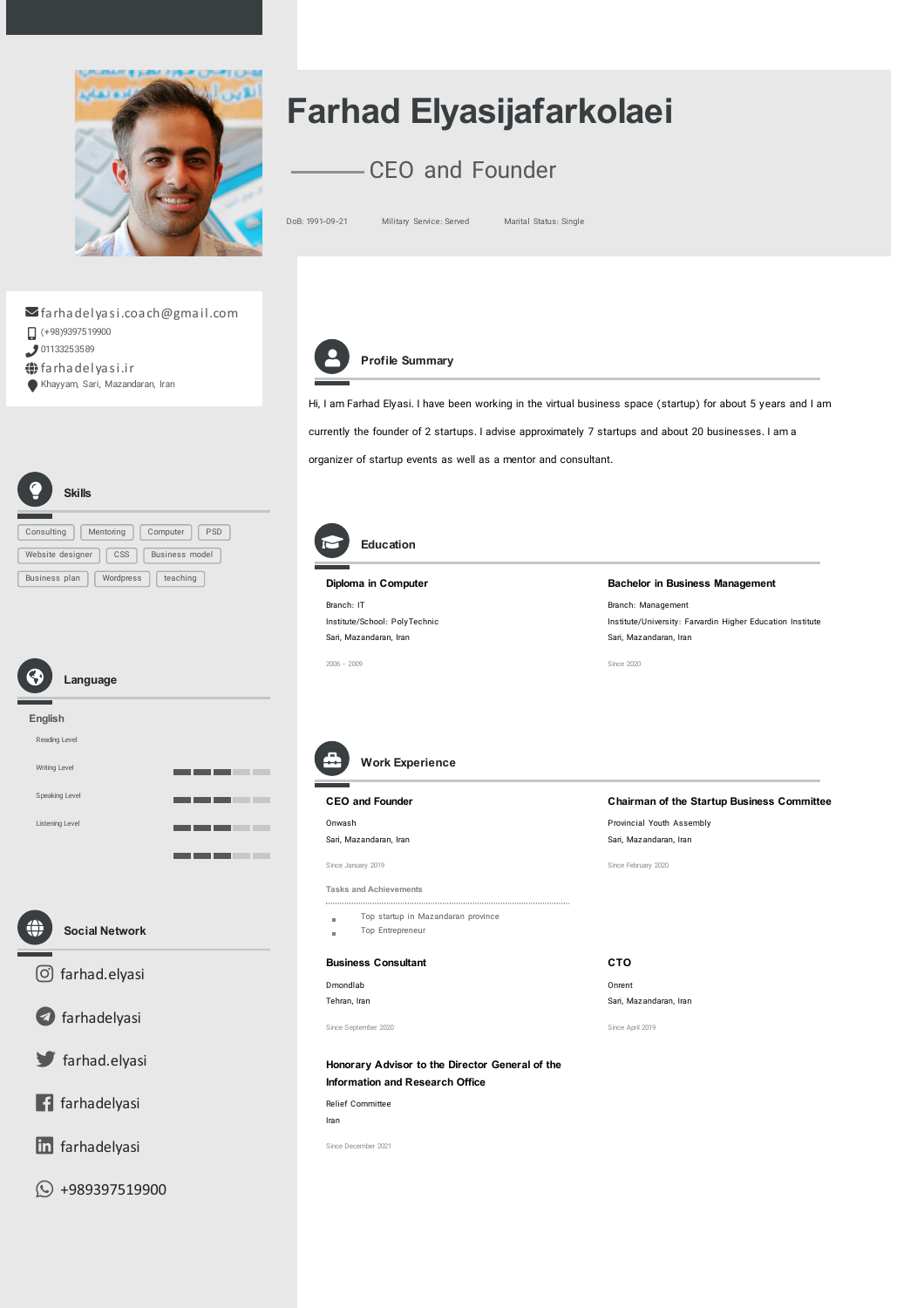# Farhad Elyasijafarkolaei

## CEO and Founder

DoB: 1991-09-21 | Military Service: Served | Marital Status: Single

farhadelyasi.coach@gmail.com
(+98)9397519900
01133253589
farhadelyasi.ir
Khayyam, Sari, Mazandaran, Iran

## Skills

Consulting · Mentoring · Computer · PSD · Website designer · CSS · Business model · Business plan · Wordpress · teaching

## Language

**English**

- Reading Level
- Writing Level
- Speaking Level
- Listening Level

## Social Network

- farhad.elyasi
- farhadelyasi
- farhad.elyasi
- farhadelyasi
- farhadelyasi
- +989397519900

## Profile Summary

Hi, I am Farhad Elyasi. I have been working in the virtual business space (startup) for about 5 years and I am currently the founder of 2 startups. I advise approximately 7 startups and about 20 businesses. I am a organizer of startup events as well as a mentor and consultant.

## Education

### Diploma in Computer

Branch: IT
Institute/School: PolyTechnic
Sari, Mazandaran, Iran

2006 - 2009

### Bachelor in Business Management

Branch: Management
Institute/University: Farvardin Higher Education Institute
Sari, Mazandaran, Iran

Since 2020

## Work Experience

### CEO and Founder

Onwash
Sari, Mazandaran, Iran

Since January 2019

**Tasks and Achievements**

- Top startup in Mazandaran province
- Top Entrepreneur

### Chairman of the Startup Business Committee

Provincial Youth Assembly
Sari, Mazandaran, Iran

Since February 2020

### Business Consultant

Dmondlab
Tehran, Iran

Since September 2020

### CTO

Onrent
Sari, Mazandaran, Iran

Since April 2019

### Honorary Advisor to the Director General of the Information and Research Office

Relief Committee
Iran

Since December 2021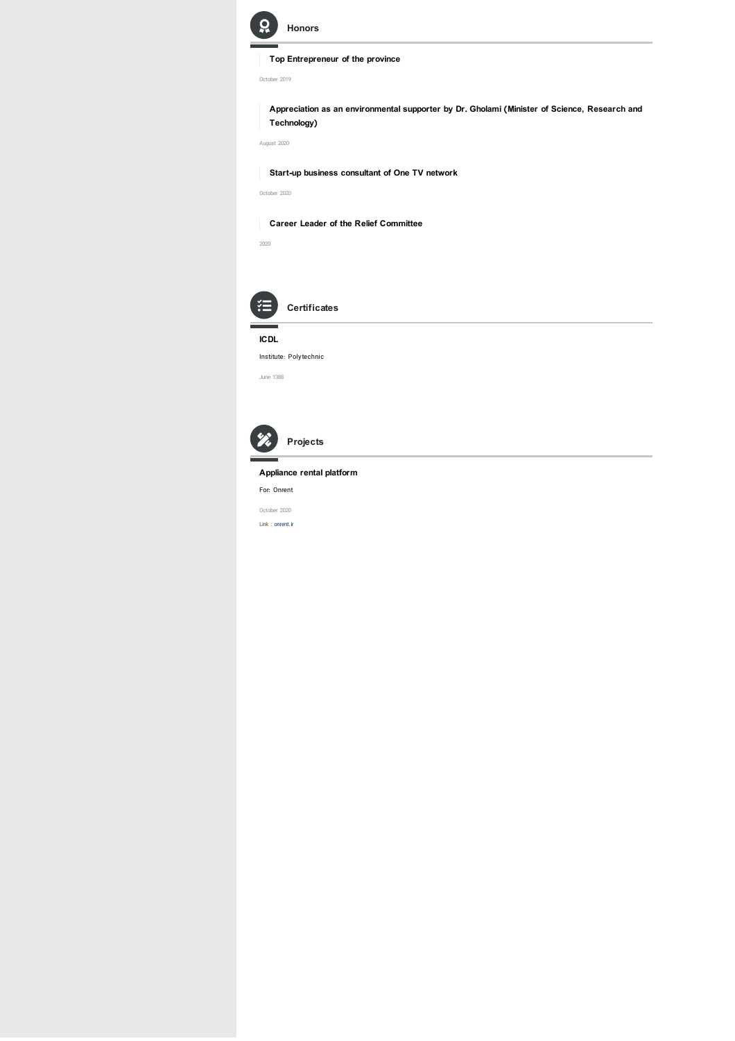## Honors

**Top Entrepreneur of the province**

October 2019

**Appreciation as an environmental supporter by Dr. Gholami (Minister of Science, Research and Technology)**

August 2020

**Start-up business consultant of One TV network**

October 2020

**Career Leader of the Relief Committee**

2020

## Certificates

**ICDL**

Institute: Polytechnic

June 1388

## Projects

**Appliance rental platform**

For: Onrent

October 2020

Link : onrent.ir